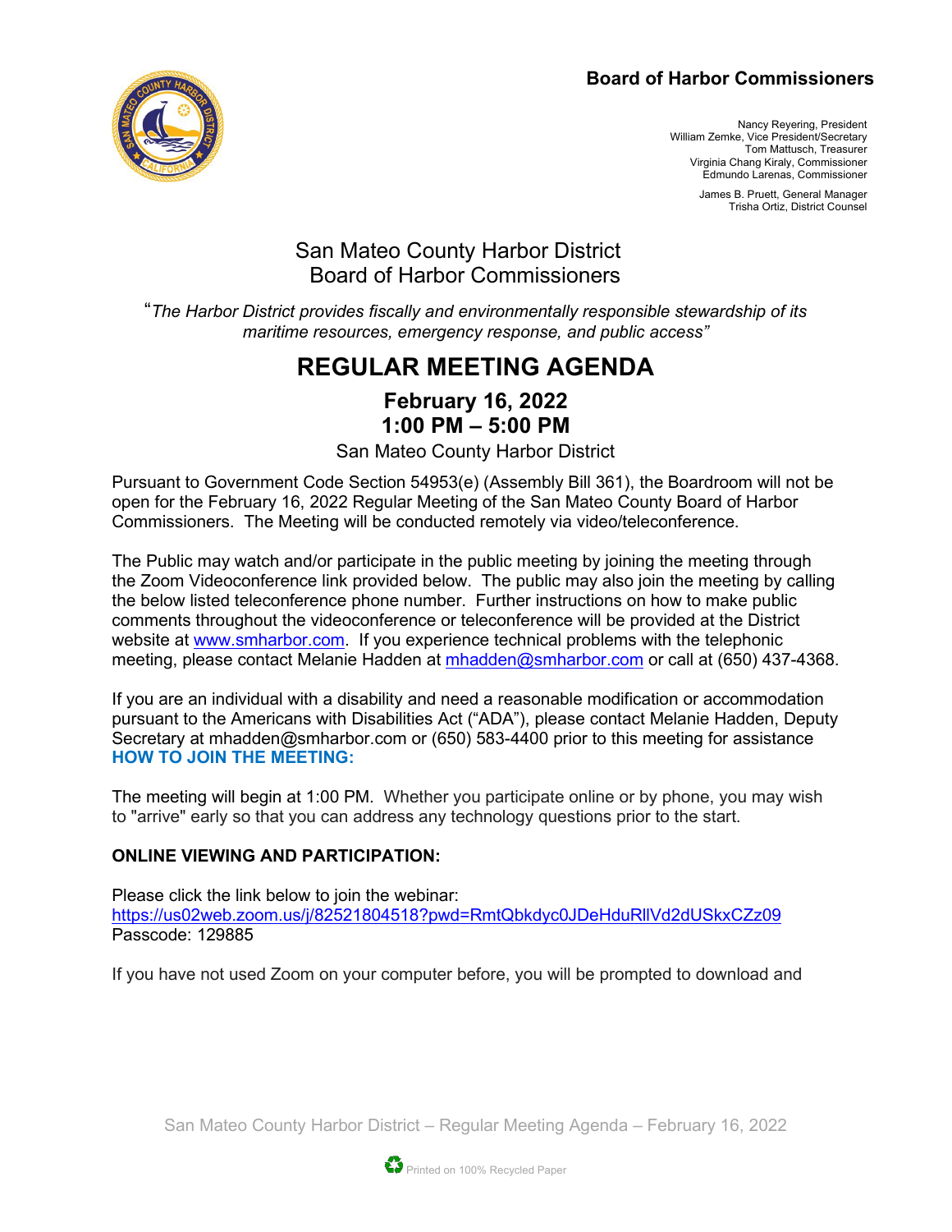**Board of Harbor Commissioners**

Nancy Reyering, President
William Zemke, Vice President/Secretary
Tom Mattusch, Treasurer
Virginia Chang Kiraly, Commissioner
Edmundo Larenas, Commissioner

James B. Pruett, General Manager
Trisha Ortiz, District Counsel

## San Mateo County Harbor District
## Board of Harbor Commissioners

"*The Harbor District provides fiscally and environmentally responsible stewardship of its maritime resources, emergency response, and public access"*

# REGULAR MEETING AGENDA

## February 16, 2022
## 1:00 PM – 5:00 PM

San Mateo County Harbor District

Pursuant to Government Code Section 54953(e) (Assembly Bill 361), the Boardroom will not be open for the February 16, 2022 Regular Meeting of the San Mateo County Board of Harbor Commissioners. The Meeting will be conducted remotely via video/teleconference.

The Public may watch and/or participate in the public meeting by joining the meeting through the Zoom Videoconference link provided below. The public may also join the meeting by calling the below listed teleconference phone number. Further instructions on how to make public comments throughout the videoconference or teleconference will be provided at the District website at www.smharbor.com. If you experience technical problems with the telephonic meeting, please contact Melanie Hadden at mhadden@smharbor.com or call at (650) 437-4368.

If you are an individual with a disability and need a reasonable modification or accommodation pursuant to the Americans with Disabilities Act ("ADA"), please contact Melanie Hadden, Deputy Secretary at mhadden@smharbor.com or (650) 583-4400 prior to this meeting for assistance

**HOW TO JOIN THE MEETING:**

The meeting will begin at 1:00 PM. Whether you participate online or by phone, you may wish to "arrive" early so that you can address any technology questions prior to the start.

**ONLINE VIEWING AND PARTICIPATION:**

Please click the link below to join the webinar:
https://us02web.zoom.us/j/82521804518?pwd=RmtQbkdyc0JDeHduRllVd2dUSkxCZz09
Passcode: 129885

If you have not used Zoom on your computer before, you will be prompted to download and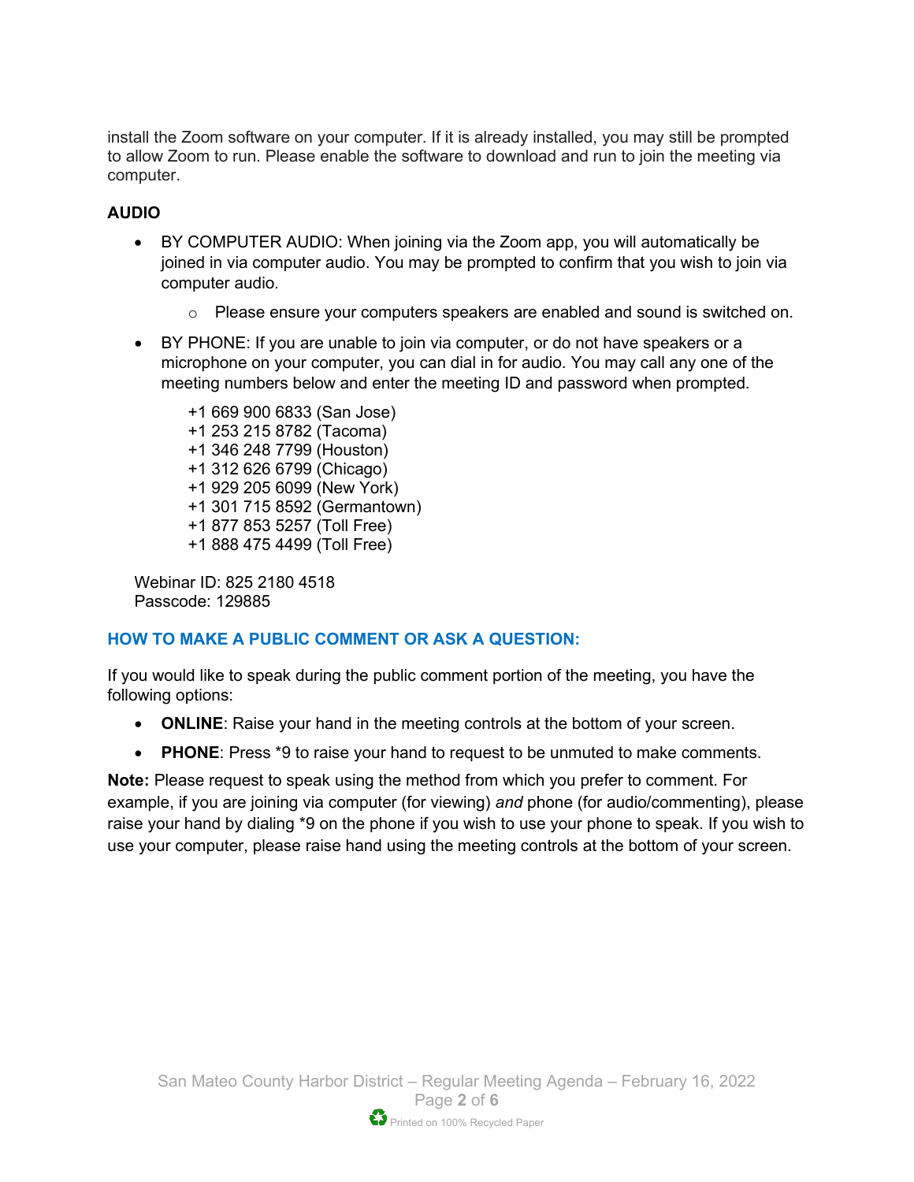install the Zoom software on your computer. If it is already installed, you may still be prompted to allow Zoom to run. Please enable the software to download and run to join the meeting via computer.

**AUDIO**

- BY COMPUTER AUDIO: When joining via the Zoom app, you will automatically be joined in via computer audio. You may be prompted to confirm that you wish to join via computer audio.
    - Please ensure your computers speakers are enabled and sound is switched on.
- BY PHONE: If you are unable to join via computer, or do not have speakers or a microphone on your computer, you can dial in for audio. You may call any one of the meeting numbers below and enter the meeting ID and password when prompted.

  +1 669 900 6833 (San Jose)
  +1 253 215 8782 (Tacoma)
  +1 346 248 7799 (Houston)
  +1 312 626 6799 (Chicago)
  +1 929 205 6099 (New York)
  +1 301 715 8592 (Germantown)
  +1 877 853 5257 (Toll Free)
  +1 888 475 4499 (Toll Free)

Webinar ID: 825 2180 4518
Passcode: 129885

## HOW TO MAKE A PUBLIC COMMENT OR ASK A QUESTION:

If you would like to speak during the public comment portion of the meeting, you have the following options:

- **ONLINE**: Raise your hand in the meeting controls at the bottom of your screen.
- **PHONE**: Press *9 to raise your hand to request to be unmuted to make comments.

**Note:** Please request to speak using the method from which you prefer to comment. For example, if you are joining via computer (for viewing) *and* phone (for audio/commenting), please raise your hand by dialing *9 on the phone if you wish to use your phone to speak. If you wish to use your computer, please raise hand using the meeting controls at the bottom of your screen.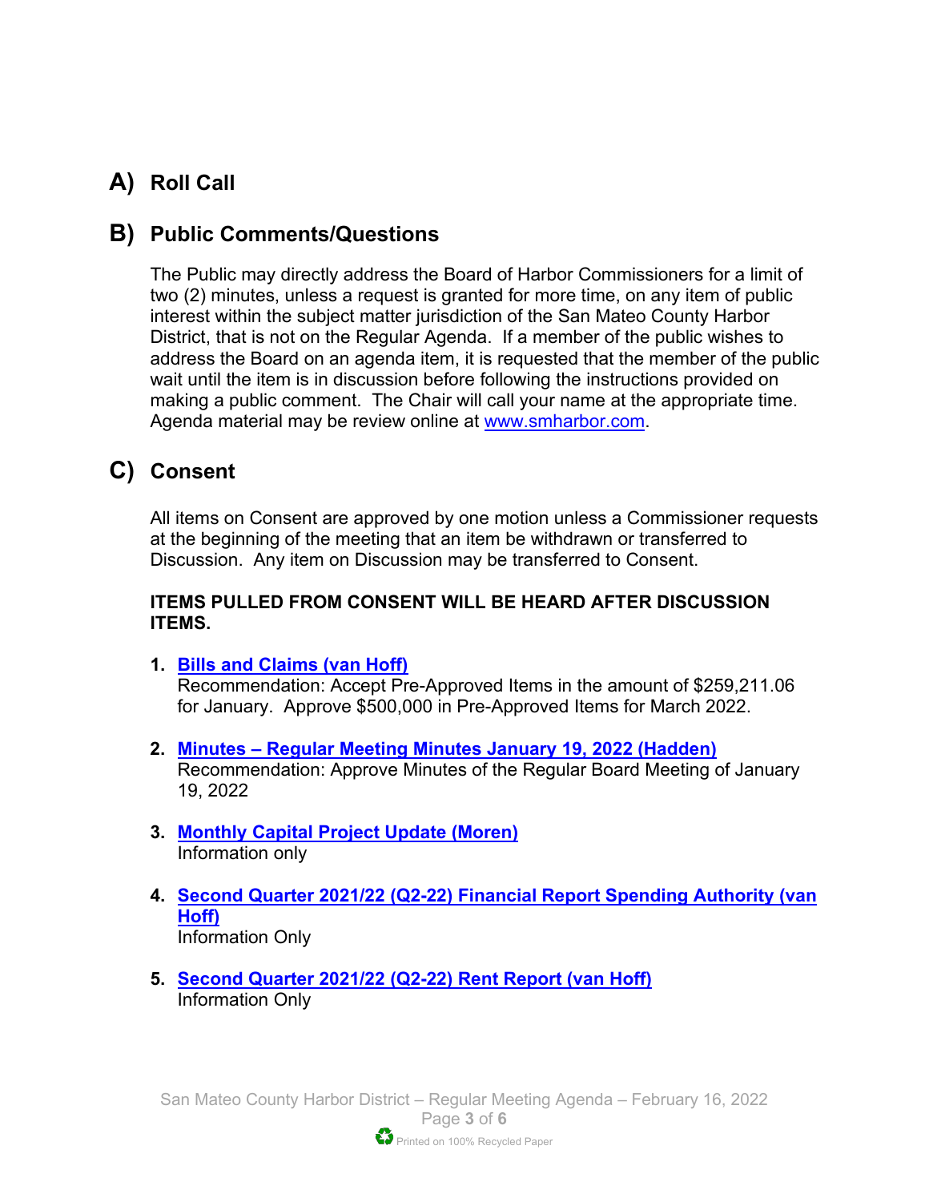## A) Roll Call

## B) Public Comments/Questions

The Public may directly address the Board of Harbor Commissioners for a limit of two (2) minutes, unless a request is granted for more time, on any item of public interest within the subject matter jurisdiction of the San Mateo County Harbor District, that is not on the Regular Agenda. If a member of the public wishes to address the Board on an agenda item, it is requested that the member of the public wait until the item is in discussion before following the instructions provided on making a public comment. The Chair will call your name at the appropriate time. Agenda material may be review online at www.smharbor.com.

## C) Consent

All items on Consent are approved by one motion unless a Commissioner requests at the beginning of the meeting that an item be withdrawn or transferred to Discussion. Any item on Discussion may be transferred to Consent.

**ITEMS PULLED FROM CONSENT WILL BE HEARD AFTER DISCUSSION ITEMS.**

1. **Bills and Claims (van Hoff)**
   Recommendation: Accept Pre-Approved Items in the amount of $259,211.06 for January. Approve $500,000 in Pre-Approved Items for March 2022.

2. **Minutes – Regular Meeting Minutes January 19, 2022 (Hadden)**
   Recommendation: Approve Minutes of the Regular Board Meeting of January 19, 2022

3. **Monthly Capital Project Update (Moren)**
   Information only

4. **Second Quarter 2021/22 (Q2-22) Financial Report Spending Authority (van Hoff)**
   Information Only

5. **Second Quarter 2021/22 (Q2-22) Rent Report (van Hoff)**
   Information Only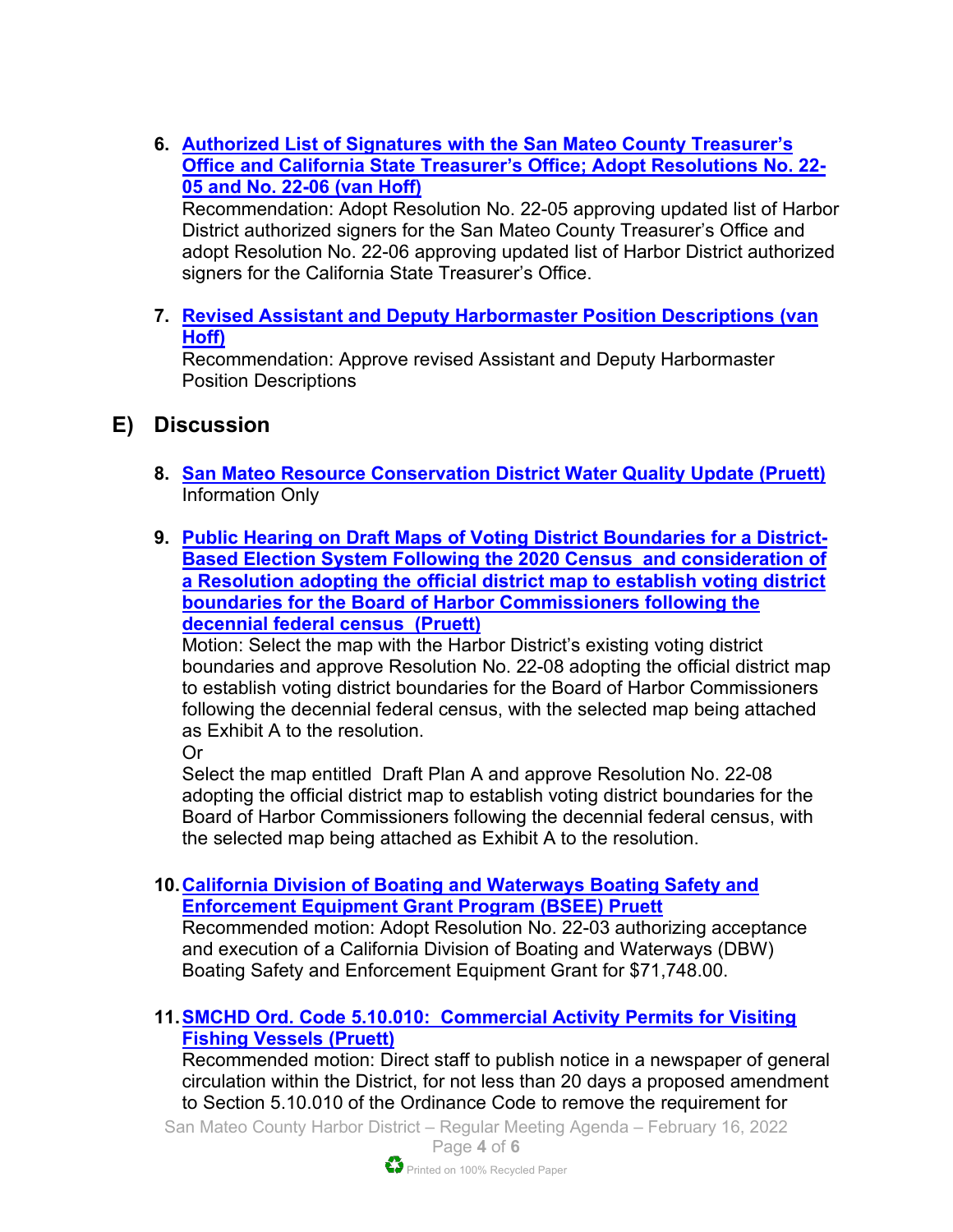6. **Authorized List of Signatures with the San Mateo County Treasurer's Office and California State Treasurer's Office; Adopt Resolutions No. 22-05 and No. 22-06 (van Hoff)**
   Recommendation: Adopt Resolution No. 22-05 approving updated list of Harbor District authorized signers for the San Mateo County Treasurer's Office and adopt Resolution No. 22-06 approving updated list of Harbor District authorized signers for the California State Treasurer's Office.

7. **Revised Assistant and Deputy Harbormaster Position Descriptions (van Hoff)**
   Recommendation: Approve revised Assistant and Deputy Harbormaster Position Descriptions

## E) Discussion

8. **San Mateo Resource Conservation District Water Quality Update (Pruett)**
   Information Only

9. **Public Hearing on Draft Maps of Voting District Boundaries for a District-Based Election System Following the 2020 Census and consideration of a Resolution adopting the official district map to establish voting district boundaries for the Board of Harbor Commissioners following the decennial federal census (Pruett)**
   Motion: Select the map with the Harbor District's existing voting district boundaries and approve Resolution No. 22-08 adopting the official district map to establish voting district boundaries for the Board of Harbor Commissioners following the decennial federal census, with the selected map being attached as Exhibit A to the resolution.
   Or
   Select the map entitled Draft Plan A and approve Resolution No. 22-08 adopting the official district map to establish voting district boundaries for the Board of Harbor Commissioners following the decennial federal census, with the selected map being attached as Exhibit A to the resolution.

10. **California Division of Boating and Waterways Boating Safety and Enforcement Equipment Grant Program (BSEE) Pruett**
    Recommended motion: Adopt Resolution No. 22-03 authorizing acceptance and execution of a California Division of Boating and Waterways (DBW) Boating Safety and Enforcement Equipment Grant for $71,748.00.

11. **SMCHD Ord. Code 5.10.010: Commercial Activity Permits for Visiting Fishing Vessels (Pruett)**
    Recommended motion: Direct staff to publish notice in a newspaper of general circulation within the District, for not less than 20 days a proposed amendment to Section 5.10.010 of the Ordinance Code to remove the requirement for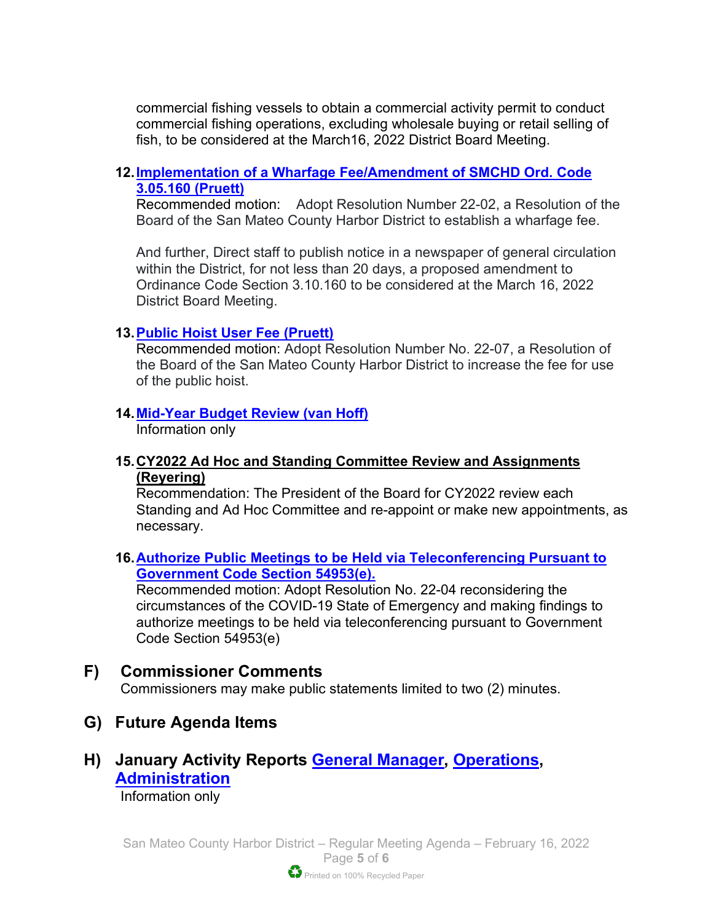commercial fishing vessels to obtain a commercial activity permit to conduct commercial fishing operations, excluding wholesale buying or retail selling of fish, to be considered at the March16, 2022 District Board Meeting.

12. **Implementation of a Wharfage Fee/Amendment of SMCHD Ord. Code 3.05.160 (Pruett)**
    Recommended motion: Adopt Resolution Number 22-02, a Resolution of the Board of the San Mateo County Harbor District to establish a wharfage fee.

    And further, Direct staff to publish notice in a newspaper of general circulation within the District, for not less than 20 days, a proposed amendment to Ordinance Code Section 3.10.160 to be considered at the March 16, 2022 District Board Meeting.

13. **Public Hoist User Fee (Pruett)**
    Recommended motion: Adopt Resolution Number No. 22-07, a Resolution of the Board of the San Mateo County Harbor District to increase the fee for use of the public hoist.

14. **Mid-Year Budget Review (van Hoff)**
    Information only

15. **CY2022 Ad Hoc and Standing Committee Review and Assignments (Reyering)**
    Recommendation: The President of the Board for CY2022 review each Standing and Ad Hoc Committee and re-appoint or make new appointments, as necessary.

16. **Authorize Public Meetings to be Held via Teleconferencing Pursuant to Government Code Section 54953(e).**
    Recommended motion: Adopt Resolution No. 22-04 reconsidering the circumstances of the COVID-19 State of Emergency and making findings to authorize meetings to be held via teleconferencing pursuant to Government Code Section 54953(e)

## F) Commissioner Comments

Commissioners may make public statements limited to two (2) minutes.

## G) Future Agenda Items

## H) January Activity Reports General Manager, Operations, Administration

Information only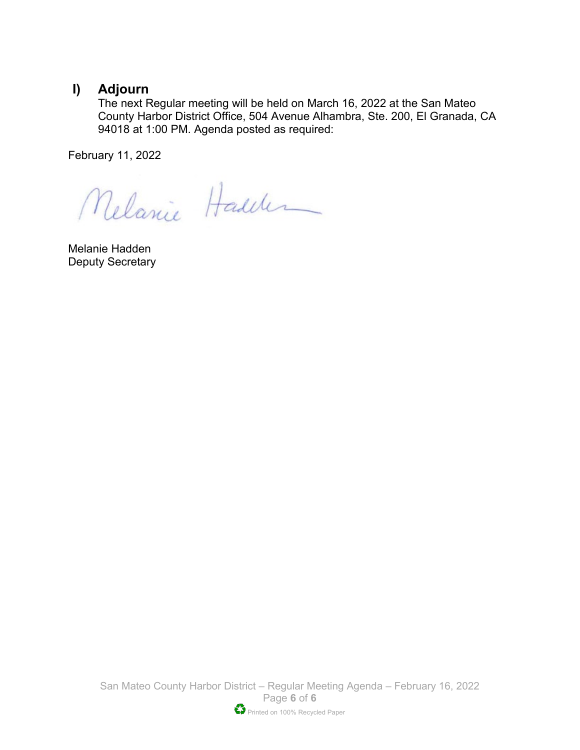## I) Adjourn

The next Regular meeting will be held on March 16, 2022 at the San Mateo County Harbor District Office, 504 Avenue Alhambra, Ste. 200, El Granada, CA 94018 at 1:00 PM. Agenda posted as required:

February 11, 2022

Melanie Hadden

Melanie Hadden
Deputy Secretary